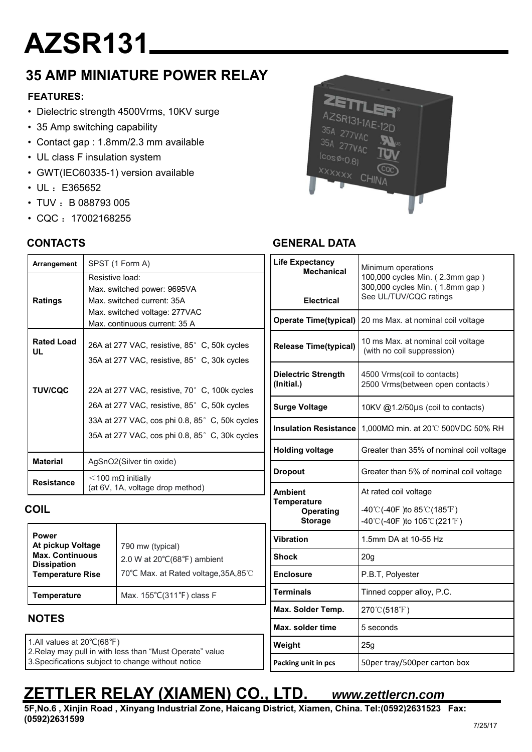# AZSR131

## 35 AMP MINIATURE POWER RELAY

### FEATURES:

- Dielectric strength 4500Vrms, 10KV surge
- 35 Amp switching capability
- Contact gap : 1.8mm/2.3 mm available
- UL class F insulation system
- GWT(IEC60335-1) version available
- UL ：E365652
- TUV ：B 088793 005
- CQC ：17002168255

### CONTACTS

| | |
|---|---|
| **Arrangement** | SPST (1 Form A) |
| **Ratings** | Resistive load:<br>Max. switched power: 9695VA<br>Max. switched current: 35A<br>Max. switched voltage: 277VAC<br>Max. continuous current: 35 A |
| **Rated Load UL** | 26A at 277 VAC, resistive, 85° C, 50k cycles<br>35A at 277 VAC, resistive, 85° C, 30k cycles |
| **TUV/CQC** | 22A at 277 VAC, resistive, 70° C, 100k cycles<br>26A at 277 VAC, resistive, 85° C, 50k cycles<br>33A at 277 VAC, cos phi 0.8, 85° C, 50k cycles<br>35A at 277 VAC, cos phi 0.8, 85° C, 30k cycles |
| **Material** | AgSnO2(Silver tin oxide) |
| **Resistance** | ＜100 mΩ initially<br>(at 6V, 1A, voltage drop method) |

### COIL

| | |
|---|---|
| **Power**<br>**At pickup Voltage**<br>**Max. Continuous Dissipation**<br>**Temperature Rise** | <br>790 mw (typical)<br>2.0 W at 20℃(68℉) ambient<br>70℃ Max. at Rated voltage,35A,85℃ |
| **Temperature** | Max. 155℃(311℉) class F |

### NOTES

1.All values at 20℃(68℉)
2.Relay may pull in with less than "Must Operate" value
3.Specifications subject to change without notice

### GENERAL DATA

| | |
|---|---|
| **Life Expectancy**<br>**Mechanical**<br>**Electrical** | Minimum operations<br>100,000 cycles Min. ( 2.3mm gap )<br>300,000 cycles Min. ( 1.8mm gap )<br>See UL/TUV/CQC ratings |
| **Operate Time(typical)** | 20 ms Max. at nominal coil voltage |
| **Release Time(typical)** | 10 ms Max. at nominal coil voltage<br>(with no coil suppression) |
| **Dielectric Strength (Initial.)** | 4500 Vrms(coil to contacts)<br>2500 Vrms(between open contacts) |
| **Surge Voltage** | 10KV @1.2/50µs (coil to contacts) |
| **Insulation Resistance** | 1,000MΩ min. at 20℃ 500VDC 50% RH |
| **Holding voltage** | Greater than 35% of nominal coil voltage |
| **Dropout** | Greater than 5% of nominal coil voltage |
| **Ambient Temperature**<br>**Operating**<br>**Storage** | At rated coil voltage<br>-40℃(-40F )to 85℃(185℉)<br>-40℃(-40F )to 105℃(221℉) |
| **Vibration** | 1.5mm DA at 10-55 Hz |
| **Shock** | 20g |
| **Enclosure** | P.B.T, Polyester |
| **Terminals** | Tinned copper alloy, P.C. |
| **Max. Solder Temp.** | 270℃(518℉) |
| **Max. solder time** | 5 seconds |
| **Weight** | 25g |
| **Packing unit in pcs** | 50per tray/500per carton box |

## ZETTLER RELAY (XIAMEN) CO., LTD. *www.zettlercn.com*

**5F,No.6 , Xinjin Road , Xinyang Industrial Zone, Haicang District, Xiamen, China. Tel:(0592)2631523 Fax: (0592)2631599**

7/25/17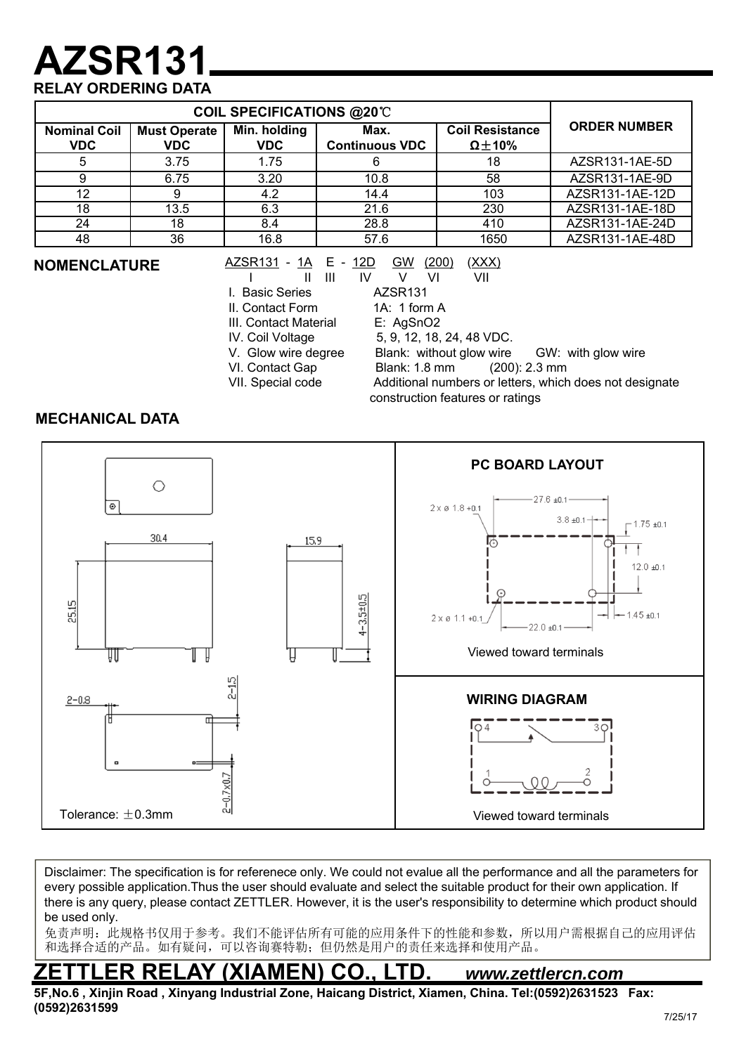# AZSR131

## RELAY ORDERING DATA

| COIL SPECIFICATIONS @20℃ | | | | | ORDER NUMBER |
|---|---|---|---|---|---|
| Nominal Coil VDC | Must Operate VDC | Min. holding VDC | Max. Continuous VDC | Coil Resistance Ω±10% | |
| 5 | 3.75 | 1.75 | 6 | 18 | AZSR131-1AE-5D |
| 9 | 6.75 | 3.20 | 10.8 | 58 | AZSR131-1AE-9D |
| 12 | 9 | 4.2 | 14.4 | 103 | AZSR131-1AE-12D |
| 18 | 13.5 | 6.3 | 21.6 | 230 | AZSR131-1AE-18D |
| 24 | 18 | 8.4 | 28.8 | 410 | AZSR131-1AE-24D |
| 48 | 36 | 16.8 | 57.6 | 1650 | AZSR131-1AE-48D |

## NOMENCLATURE

AZSR131 - 1A E - 12D GW (200) (XXX)
I II III IV V VI VII

- I. Basic Series: AZSR131
- II. Contact Form: 1A: 1 form A
- III. Contact Material: E: $AgSnO_2$
- IV. Coil Voltage: 5, 9, 12, 18, 24, 48 VDC.
- V. Glow wire degree: Blank: without glow wire GW: with glow wire
- VI. Contact Gap: Blank: 1.8 mm (200): 2.3 mm
- VII. Special code: Additional numbers or letters, which does not designate construction features or ratings

## MECHANICAL DATA

30.4
15.9
25.15
4-3.5±0.5
2-0.8
2-1.5
2-0.7x0.7
Tolerance: ±0.3mm

**PC BOARD LAYOUT**

27.6 ±0.1
2 x ø 1.8 +0.1
3.8 ±0.1
1.75 ±0.1
12.0 ±0.1
2 x ø 1.1 +0.1
22.0 ±0.1
1.45 ±0.1
Viewed toward terminals

**WIRING DIAGRAM**

4 3
1 2
Viewed toward terminals

Disclaimer: The specification is for referenece only. We could not evalue all the performance and all the parameters for every possible application.Thus the user should evaluate and select the suitable product for their own application. If there is any query, please contact ZETTLER. However, it is the user's responsibility to determine which product should be used only.

免责声明：此规格书仅用于参考。我们不能评估所有可能的应用条件下的性能和参数，所以用户需根据自己的应用评估和选择合适的产品。如有疑问，可以咨询赛特勒；但仍然是用户的责任来选择和使用产品。

**ZETTLER RELAY (XIAMEN) CO., LTD.** *www.zettlercn.com*

**5F,No.6 , Xinjin Road , Xinyang Industrial Zone, Haicang District, Xiamen, China. Tel:(0592)2631523 Fax: (0592)2631599**

7/25/17